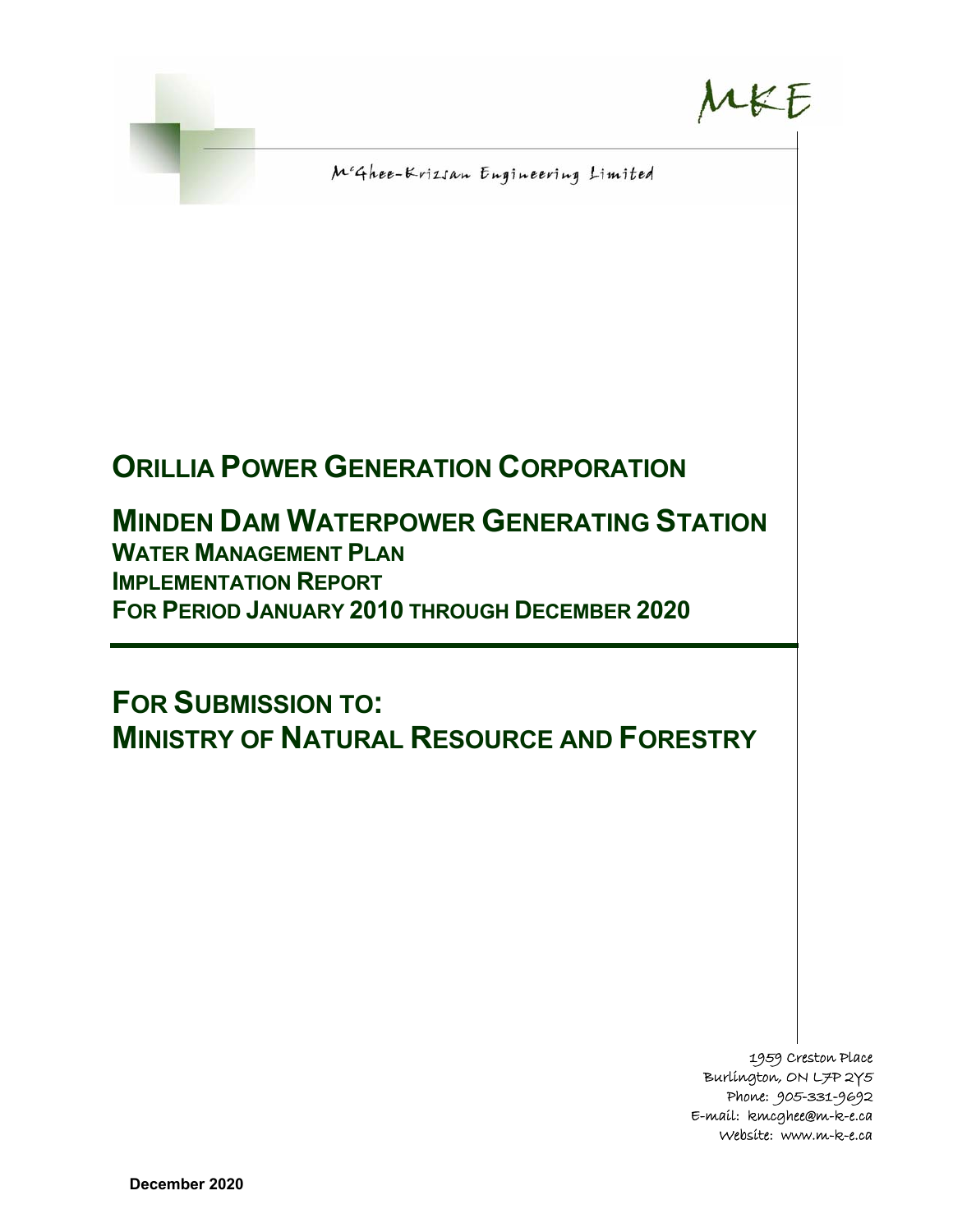MKE

McGhee-Krizsan Engineering Limited

# ORILLIA POWER GENERATION CORPORATION

# MINDEN DAM WATERPOWER GENERATING STATION

## WATER MANAGEMENT PLAN
## IMPLEMENTATION REPORT
## FOR PERIOD JANUARY 2010 THROUGH DECEMBER 2020

# FOR SUBMISSION TO:
# MINISTRY OF NATURAL RESOURCE AND FORESTRY

1959 Creston Place
Burlington, ON L7P 2Y5
Phone: 905-331-9692
E-mail: kmcghee@m-k-e.ca
Website: www.m-k-e.ca

**December 2020**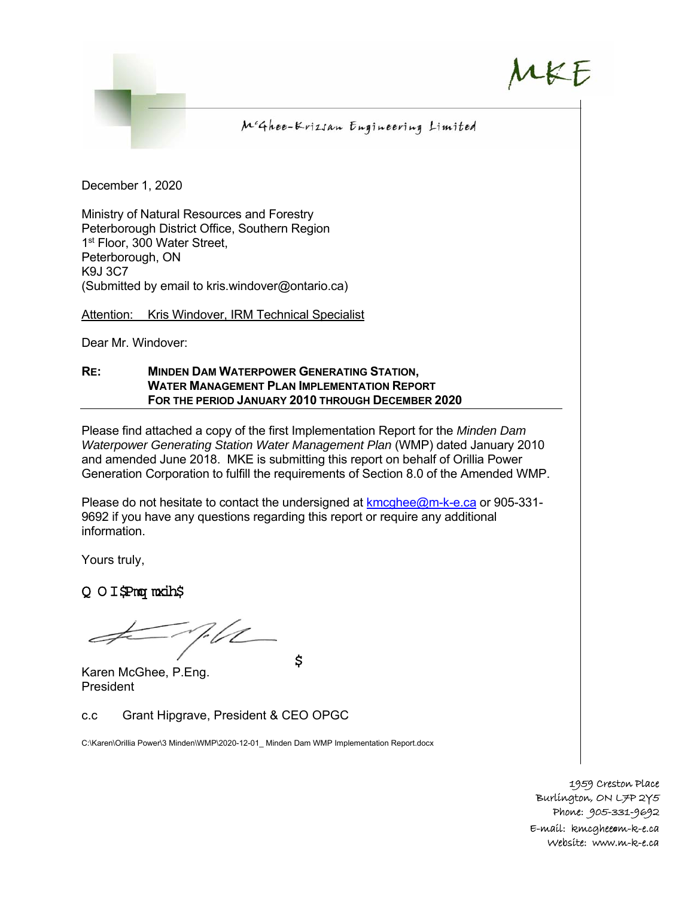MKE

McGhee-Krizsan Engineering Limited

December 1, 2020

Ministry of Natural Resources and Forestry
Peterborough District Office, Southern Region
1st Floor, 300 Water Street,
Peterborough, ON
K9J 3C7
(Submitted by email to kris.windover@ontario.ca)

Attention: Kris Windover, IRM Technical Specialist

Dear Mr. Windover:

**RE: MINDEN DAM WATERPOWER GENERATING STATION, WATER MANAGEMENT PLAN IMPLEMENTATION REPORT FOR THE PERIOD JANUARY 2010 THROUGH DECEMBER 2020**

Please find attached a copy of the first Implementation Report for the *Minden Dam Waterpower Generating Station Water Management Plan* (WMP) dated January 2010 and amended June 2018. MKE is submitting this report on behalf of Orillia Power Generation Corporation to fulfill the requirements of Section 8.0 of the Amended WMP.

Please do not hesitate to contact the undersigned at kmcghee@m-k-e.ca or 905-331-9692 if you have any questions regarding this report or require any additional information.

Yours truly,

Karen McGhee, P.Eng.
President

c.c Grant Hipgrave, President & CEO OPGC

C:\Karen\Orillia Power\3 Minden\WMP\2020-12-01_ Minden Dam WMP Implementation Report.docx

1959 Creston Place
Burlington, ON L7P 2Y5
Phone: 905-331-9692
E-mail: kmcghee@m-k-e.ca
Website: www.m-k-e.ca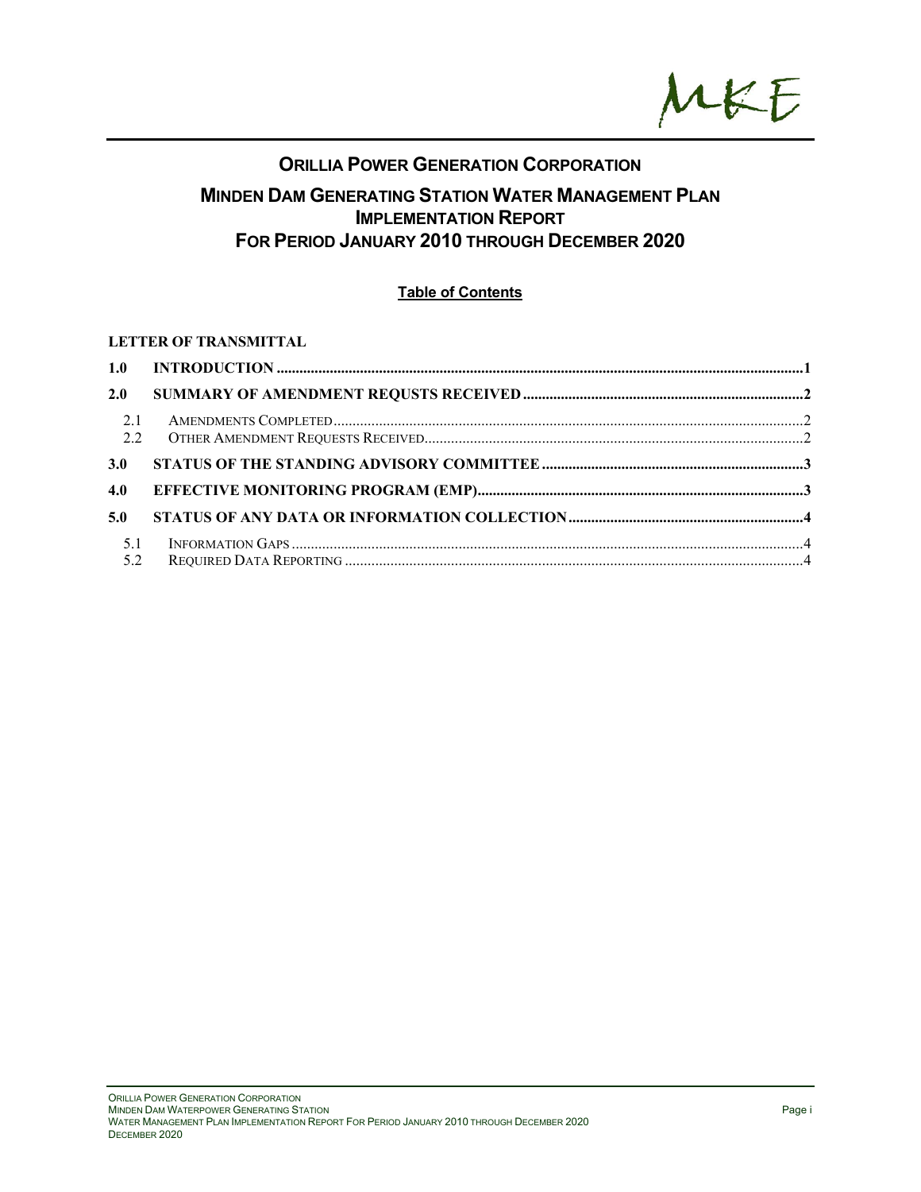MKE

# ORILLIA POWER GENERATION CORPORATION

## MINDEN DAM GENERATING STATION WATER MANAGEMENT PLAN IMPLEMENTATION REPORT FOR PERIOD JANUARY 2010 THROUGH DECEMBER 2020

**Table of Contents**

**LETTER OF TRANSMITTAL**

**1.0 INTRODUCTION** .......... 1

**2.0 SUMMARY OF AMENDMENT REQUSTS RECEIVED** .......... 2

- 2.1 AMENDMENTS COMPLETED .......... 2
- 2.2 OTHER AMENDMENT REQUESTS RECEIVED .......... 2

**3.0 STATUS OF THE STANDING ADVISORY COMMITTEE** .......... 3

**4.0 EFFECTIVE MONITORING PROGRAM (EMP)** .......... 3

**5.0 STATUS OF ANY DATA OR INFORMATION COLLECTION** .......... 4

- 5.1 INFORMATION GAPS .......... 4
- 5.2 REQUIRED DATA REPORTING .......... 4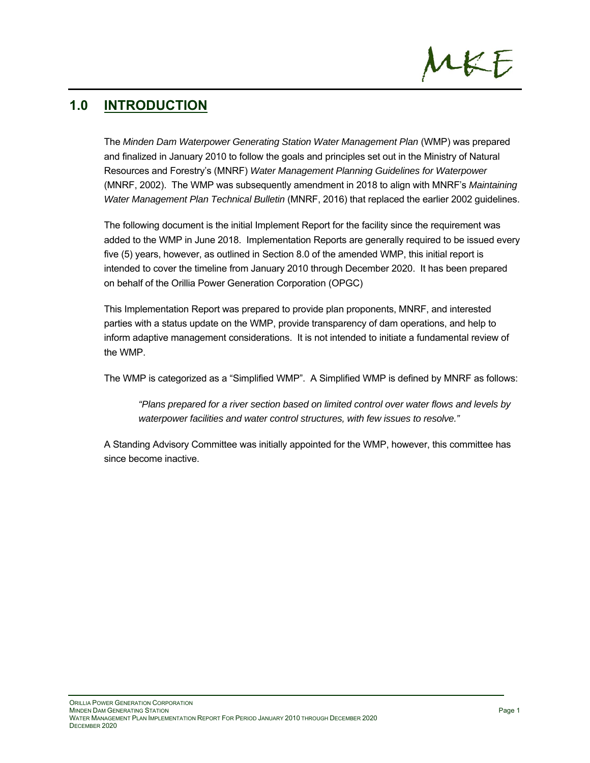# 1.0 INTRODUCTION

The *Minden Dam Waterpower Generating Station Water Management Plan* (WMP) was prepared and finalized in January 2010 to follow the goals and principles set out in the Ministry of Natural Resources and Forestry's (MNRF) *Water Management Planning Guidelines for Waterpower* (MNRF, 2002). The WMP was subsequently amendment in 2018 to align with MNRF's *Maintaining Water Management Plan Technical Bulletin* (MNRF, 2016) that replaced the earlier 2002 guidelines.

The following document is the initial Implement Report for the facility since the requirement was added to the WMP in June 2018. Implementation Reports are generally required to be issued every five (5) years, however, as outlined in Section 8.0 of the amended WMP, this initial report is intended to cover the timeline from January 2010 through December 2020. It has been prepared on behalf of the Orillia Power Generation Corporation (OPGC)

This Implementation Report was prepared to provide plan proponents, MNRF, and interested parties with a status update on the WMP, provide transparency of dam operations, and help to inform adaptive management considerations. It is not intended to initiate a fundamental review of the WMP.

The WMP is categorized as a "Simplified WMP". A Simplified WMP is defined by MNRF as follows:

> *"Plans prepared for a river section based on limited control over water flows and levels by waterpower facilities and water control structures, with few issues to resolve."*

A Standing Advisory Committee was initially appointed for the WMP, however, this committee has since become inactive.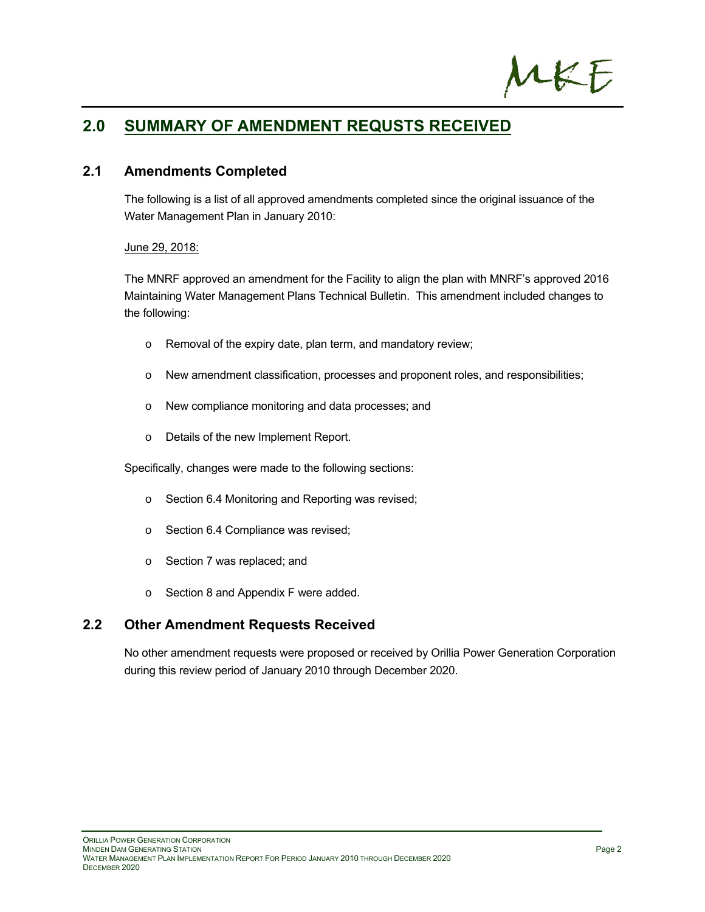## 2.0 SUMMARY OF AMENDMENT REQUSTS RECEIVED

### 2.1 Amendments Completed

The following is a list of all approved amendments completed since the original issuance of the Water Management Plan in January 2010:

June 29, 2018:

The MNRF approved an amendment for the Facility to align the plan with MNRF's approved 2016 Maintaining Water Management Plans Technical Bulletin. This amendment included changes to the following:

- Removal of the expiry date, plan term, and mandatory review;
- New amendment classification, processes and proponent roles, and responsibilities;
- New compliance monitoring and data processes; and
- Details of the new Implement Report.

Specifically, changes were made to the following sections:

- Section 6.4 Monitoring and Reporting was revised;
- Section 6.4 Compliance was revised;
- Section 7 was replaced; and
- Section 8 and Appendix F were added.

### 2.2 Other Amendment Requests Received

No other amendment requests were proposed or received by Orillia Power Generation Corporation during this review period of January 2010 through December 2020.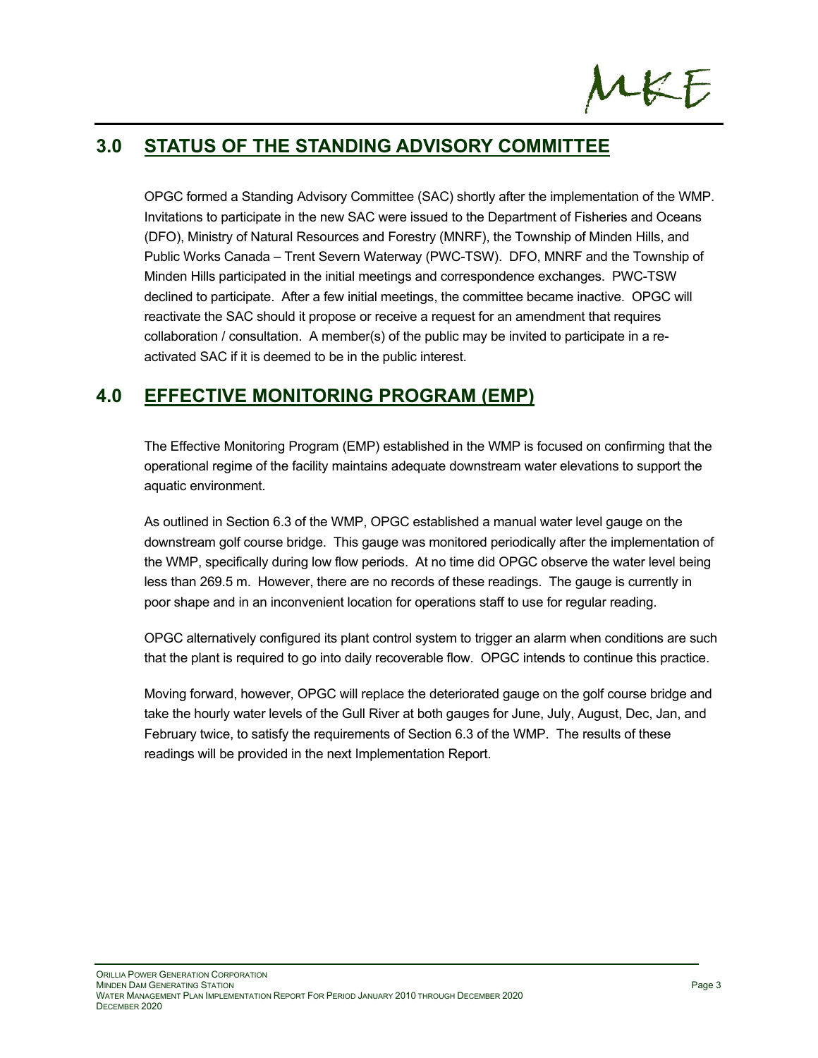## 3.0 STATUS OF THE STANDING ADVISORY COMMITTEE

OPGC formed a Standing Advisory Committee (SAC) shortly after the implementation of the WMP. Invitations to participate in the new SAC were issued to the Department of Fisheries and Oceans (DFO), Ministry of Natural Resources and Forestry (MNRF), the Township of Minden Hills, and Public Works Canada – Trent Severn Waterway (PWC-TSW). DFO, MNRF and the Township of Minden Hills participated in the initial meetings and correspondence exchanges. PWC-TSW declined to participate. After a few initial meetings, the committee became inactive. OPGC will reactivate the SAC should it propose or receive a request for an amendment that requires collaboration / consultation. A member(s) of the public may be invited to participate in a re-activated SAC if it is deemed to be in the public interest.

## 4.0 EFFECTIVE MONITORING PROGRAM (EMP)

The Effective Monitoring Program (EMP) established in the WMP is focused on confirming that the operational regime of the facility maintains adequate downstream water elevations to support the aquatic environment.

As outlined in Section 6.3 of the WMP, OPGC established a manual water level gauge on the downstream golf course bridge. This gauge was monitored periodically after the implementation of the WMP, specifically during low flow periods. At no time did OPGC observe the water level being less than 269.5 m. However, there are no records of these readings. The gauge is currently in poor shape and in an inconvenient location for operations staff to use for regular reading.

OPGC alternatively configured its plant control system to trigger an alarm when conditions are such that the plant is required to go into daily recoverable flow. OPGC intends to continue this practice.

Moving forward, however, OPGC will replace the deteriorated gauge on the golf course bridge and take the hourly water levels of the Gull River at both gauges for June, July, August, Dec, Jan, and February twice, to satisfy the requirements of Section 6.3 of the WMP. The results of these readings will be provided in the next Implementation Report.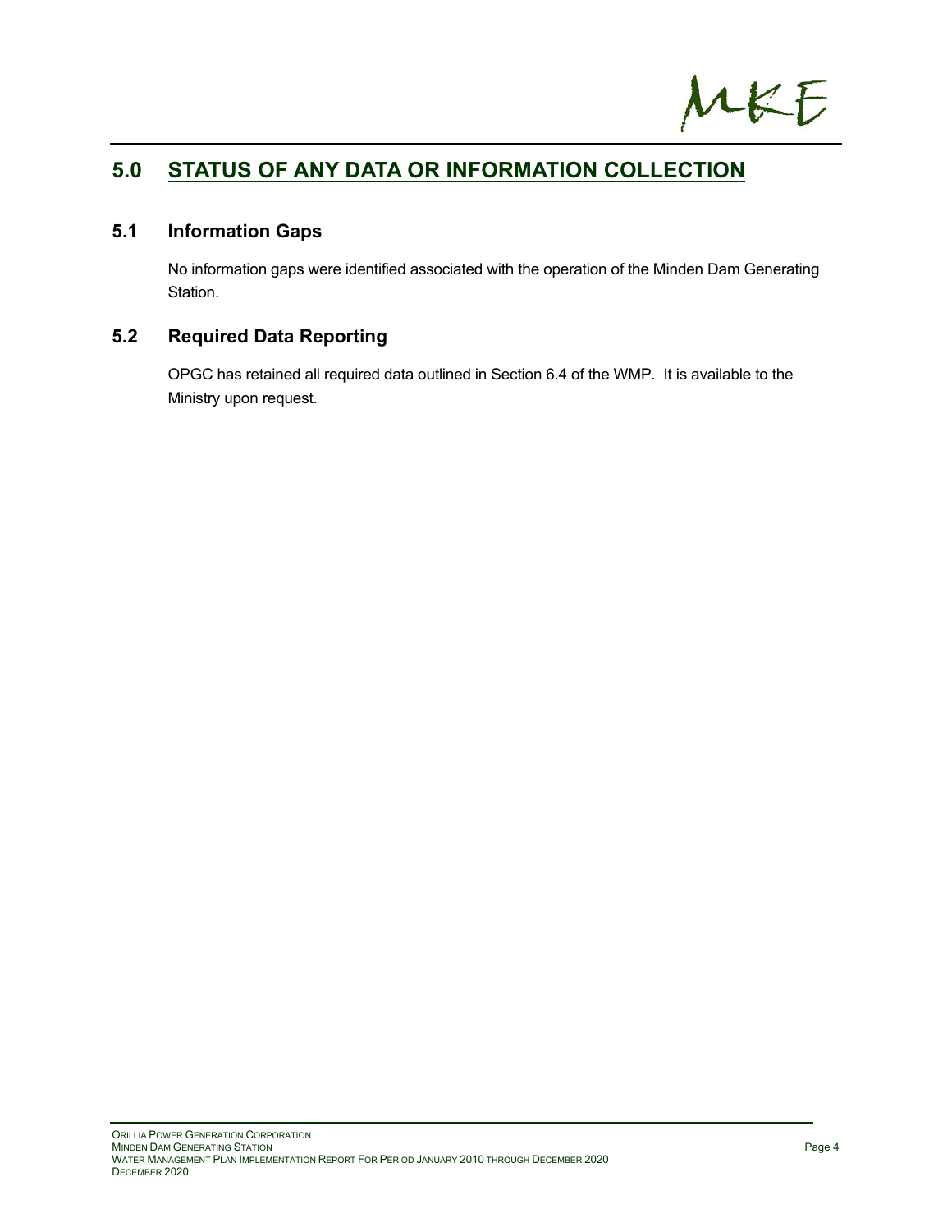## 5.0 STATUS OF ANY DATA OR INFORMATION COLLECTION

### 5.1 Information Gaps

No information gaps were identified associated with the operation of the Minden Dam Generating Station.

### 5.2 Required Data Reporting

OPGC has retained all required data outlined in Section 6.4 of the WMP. It is available to the Ministry upon request.